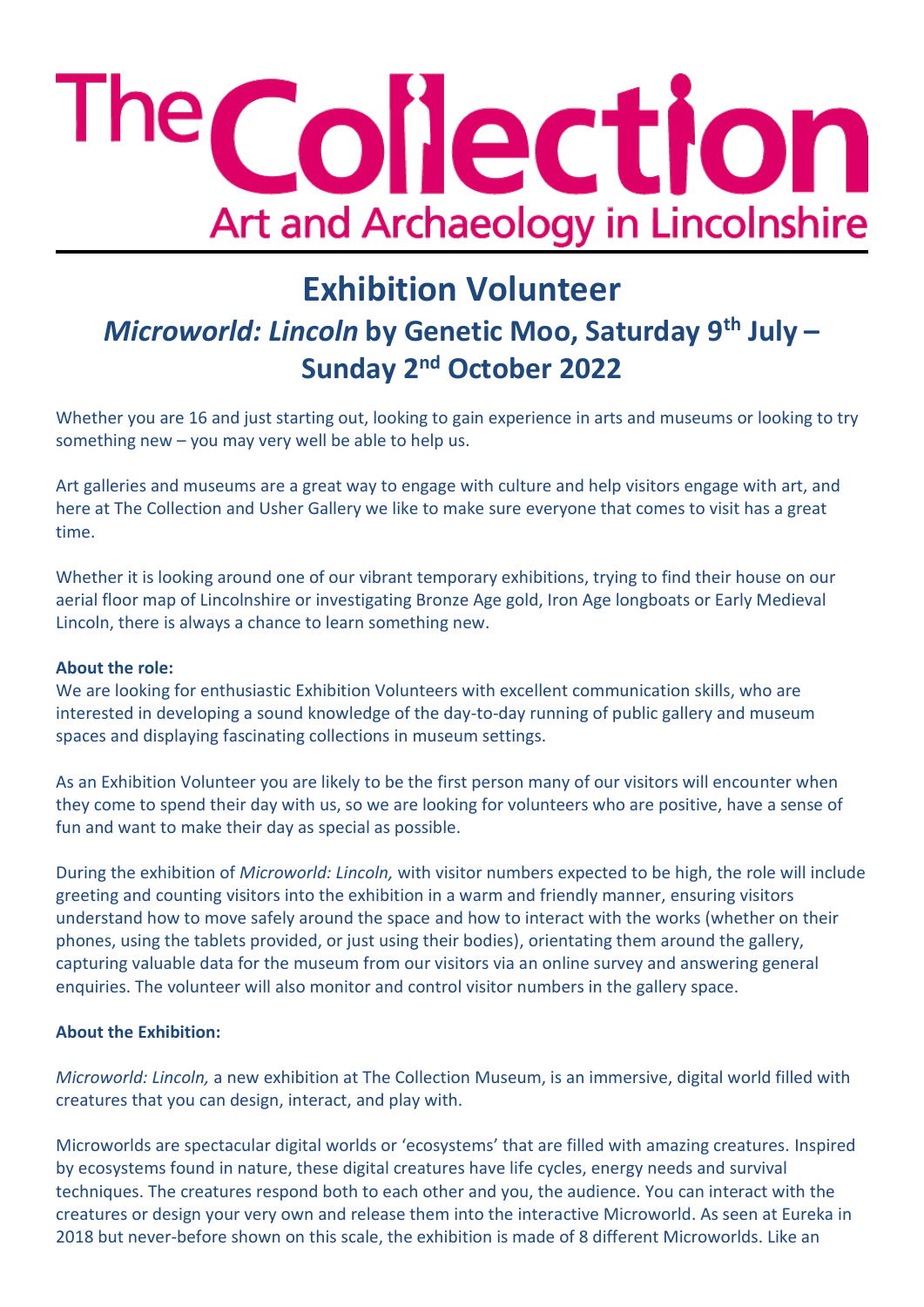# The Collection
## Art and Archaeology in Lincolnshire

# Exhibition Volunteer

## *Microworld: Lincoln* by Genetic Moo, Saturday 9th July – Sunday 2nd October 2022

Whether you are 16 and just starting out, looking to gain experience in arts and museums or looking to try something new – you may very well be able to help us.

Art galleries and museums are a great way to engage with culture and help visitors engage with art, and here at The Collection and Usher Gallery we like to make sure everyone that comes to visit has a great time.

Whether it is looking around one of our vibrant temporary exhibitions, trying to find their house on our aerial floor map of Lincolnshire or investigating Bronze Age gold, Iron Age longboats or Early Medieval Lincoln, there is always a chance to learn something new.

**About the role:**

We are looking for enthusiastic Exhibition Volunteers with excellent communication skills, who are interested in developing a sound knowledge of the day-to-day running of public gallery and museum spaces and displaying fascinating collections in museum settings.

As an Exhibition Volunteer you are likely to be the first person many of our visitors will encounter when they come to spend their day with us, so we are looking for volunteers who are positive, have a sense of fun and want to make their day as special as possible.

During the exhibition of *Microworld: Lincoln,* with visitor numbers expected to be high, the role will include greeting and counting visitors into the exhibition in a warm and friendly manner, ensuring visitors understand how to move safely around the space and how to interact with the works (whether on their phones, using the tablets provided, or just using their bodies), orientating them around the gallery, capturing valuable data for the museum from our visitors via an online survey and answering general enquiries. The volunteer will also monitor and control visitor numbers in the gallery space.

**About the Exhibition:**

*Microworld: Lincoln,* a new exhibition at The Collection Museum, is an immersive, digital world filled with creatures that you can design, interact, and play with.

Microworlds are spectacular digital worlds or 'ecosystems' that are filled with amazing creatures. Inspired by ecosystems found in nature, these digital creatures have life cycles, energy needs and survival techniques. The creatures respond both to each other and you, the audience. You can interact with the creatures or design your very own and release them into the interactive Microworld. As seen at Eureka in 2018 but never-before shown on this scale, the exhibition is made of 8 different Microworlds. Like an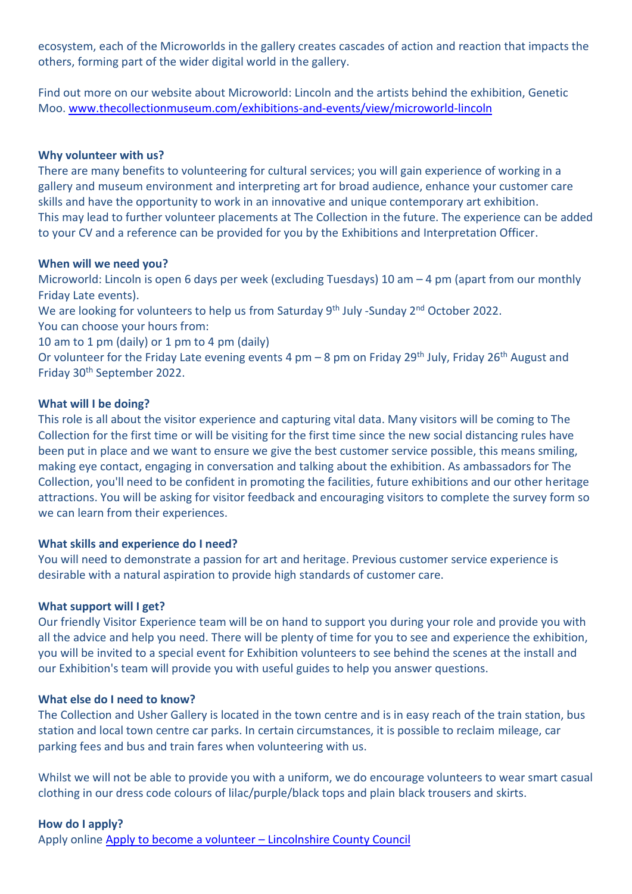ecosystem, each of the Microworlds in the gallery creates cascades of action and reaction that impacts the others, forming part of the wider digital world in the gallery.

Find out more on our website about Microworld: Lincoln and the artists behind the exhibition, Genetic Moo. [www.thecollectionmuseum.com/exhibitions-and-events/view/microworld-lincoln](http://www.thecollectionmuseum.com/exhibitions-and-events/view/microworld-lincoln)

**Why volunteer with us?**

There are many benefits to volunteering for cultural services; you will gain experience of working in a gallery and museum environment and interpreting art for broad audience, enhance your customer care skills and have the opportunity to work in an innovative and unique contemporary art exhibition.
This may lead to further volunteer placements at The Collection in the future. The experience can be added to your CV and a reference can be provided for you by the Exhibitions and Interpretation Officer.

**When will we need you?**

Microworld: Lincoln is open 6 days per week (excluding Tuesdays) 10 am – 4 pm (apart from our monthly Friday Late events).
We are looking for volunteers to help us from Saturday 9th July -Sunday 2nd October 2022.
You can choose your hours from:
10 am to 1 pm (daily) or 1 pm to 4 pm (daily)
Or volunteer for the Friday Late evening events 4 pm – 8 pm on Friday 29th July, Friday 26th August and Friday 30th September 2022.

**What will I be doing?**

This role is all about the visitor experience and capturing vital data. Many visitors will be coming to The Collection for the first time or will be visiting for the first time since the new social distancing rules have been put in place and we want to ensure we give the best customer service possible, this means smiling, making eye contact, engaging in conversation and talking about the exhibition. As ambassadors for The Collection, you'll need to be confident in promoting the facilities, future exhibitions and our other heritage attractions. You will be asking for visitor feedback and encouraging visitors to complete the survey form so we can learn from their experiences.

**What skills and experience do I need?**

You will need to demonstrate a passion for art and heritage. Previous customer service experience is desirable with a natural aspiration to provide high standards of customer care.

**What support will I get?**

Our friendly Visitor Experience team will be on hand to support you during your role and provide you with all the advice and help you need. There will be plenty of time for you to see and experience the exhibition, you will be invited to a special event for Exhibition volunteers to see behind the scenes at the install and our Exhibition's team will provide you with useful guides to help you answer questions.

**What else do I need to know?**

The Collection and Usher Gallery is located in the town centre and is in easy reach of the train station, bus station and local town centre car parks. In certain circumstances, it is possible to reclaim mileage, car parking fees and bus and train fares when volunteering with us.

Whilst we will not be able to provide you with a uniform, we do encourage volunteers to wear smart casual clothing in our dress code colours of lilac/purple/black tops and plain black trousers and skirts.

**How do I apply?**

Apply online [Apply to become a volunteer – Lincolnshire County Council]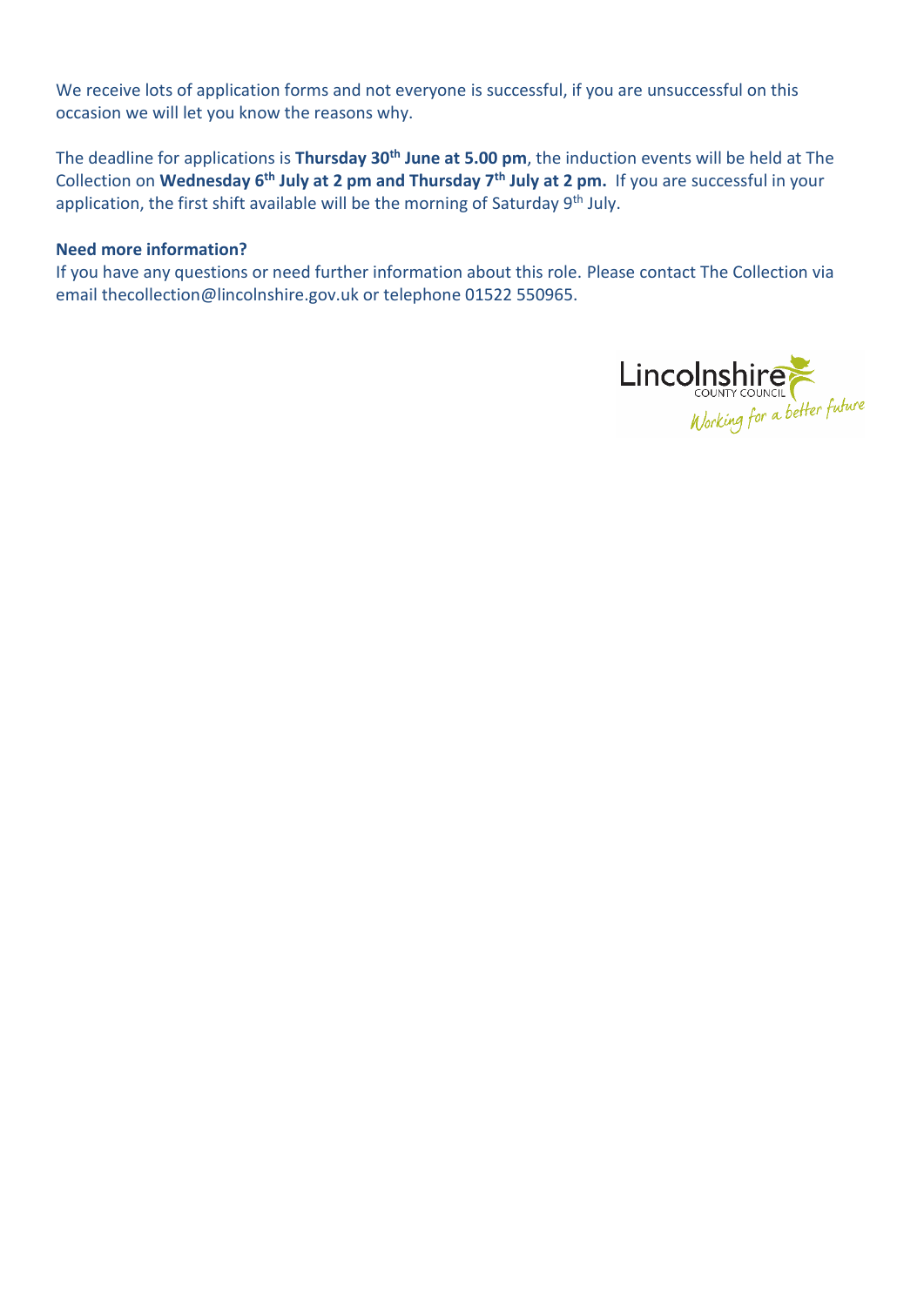We receive lots of application forms and not everyone is successful, if you are unsuccessful on this occasion we will let you know the reasons why.

The deadline for applications is **Thursday 30th June at 5.00 pm**, the induction events will be held at The Collection on **Wednesday 6th July at 2 pm and Thursday 7th July at 2 pm.** If you are successful in your application, the first shift available will be the morning of Saturday 9th July.

**Need more information?**

If you have any questions or need further information about this role. Please contact The Collection via email thecollection@lincolnshire.gov.uk or telephone 01522 550965.

Lincolnshire COUNTY COUNCIL Working for a better future